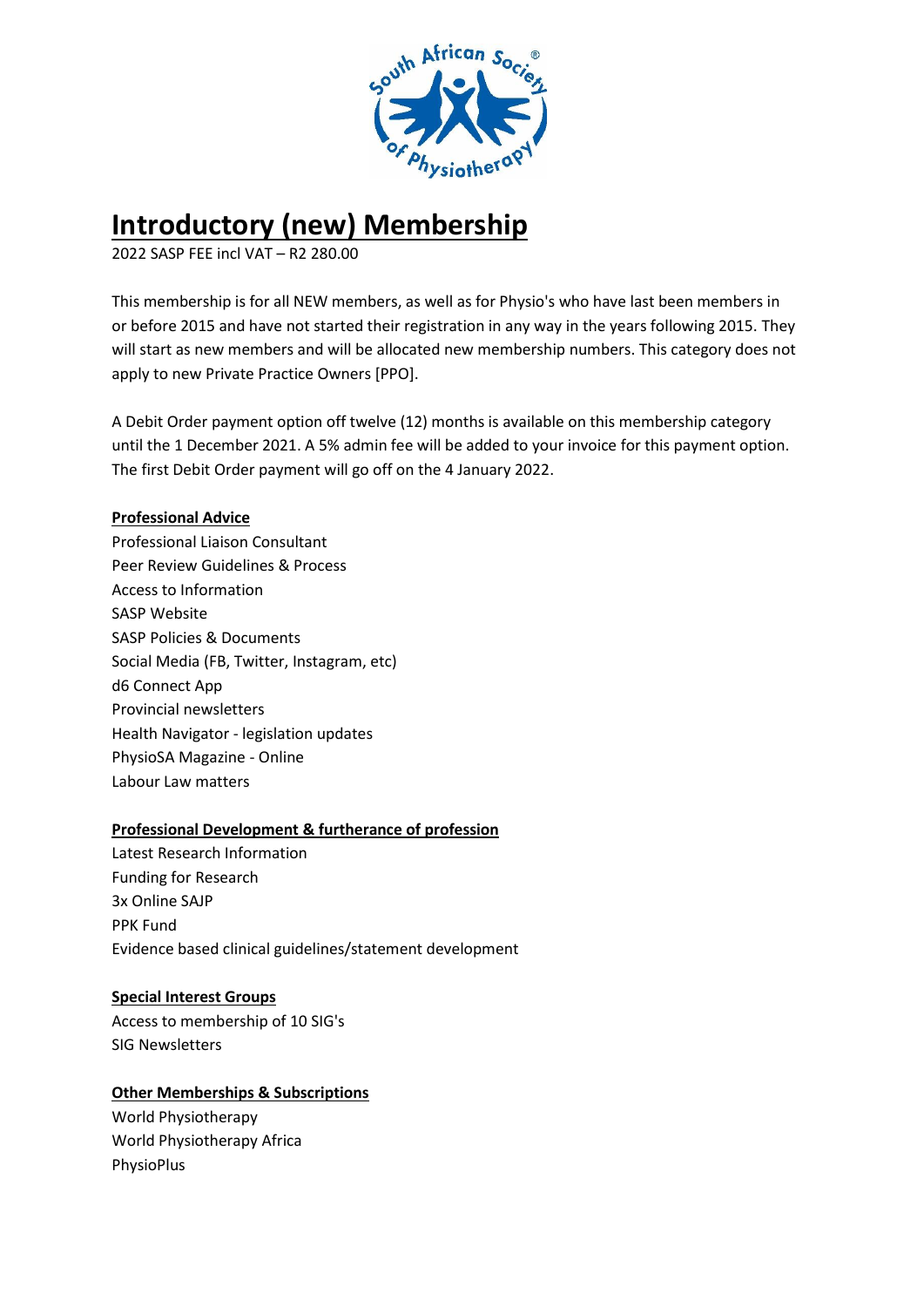# Introductory (new) Membership

2022 SASP FEE incl VAT – R2 280.00

This membership is for all NEW members, as well as for Physio's who have last been members in or before 2015 and have not started their registration in any way in the years following 2015. They will start as new members and will be allocated new membership numbers. This category does not apply to new Private Practice Owners [PPO].

A Debit Order payment option off twelve (12) months is available on this membership category until the 1 December 2021. A 5% admin fee will be added to your invoice for this payment option. The first Debit Order payment will go off on the 4 January 2022.

**Professional Advice**

Professional Liaison Consultant
Peer Review Guidelines & Process
Access to Information
SASP Website
SASP Policies & Documents
Social Media (FB, Twitter, Instagram, etc)
d6 Connect App
Provincial newsletters
Health Navigator - legislation updates
PhysioSA Magazine - Online
Labour Law matters

**Professional Development & furtherance of profession**

Latest Research Information
Funding for Research
3x Online SAJP
PPK Fund
Evidence based clinical guidelines/statement development

**Special Interest Groups**

Access to membership of 10 SIG's
SIG Newsletters

**Other Memberships & Subscriptions**

World Physiotherapy
World Physiotherapy Africa
PhysioPlus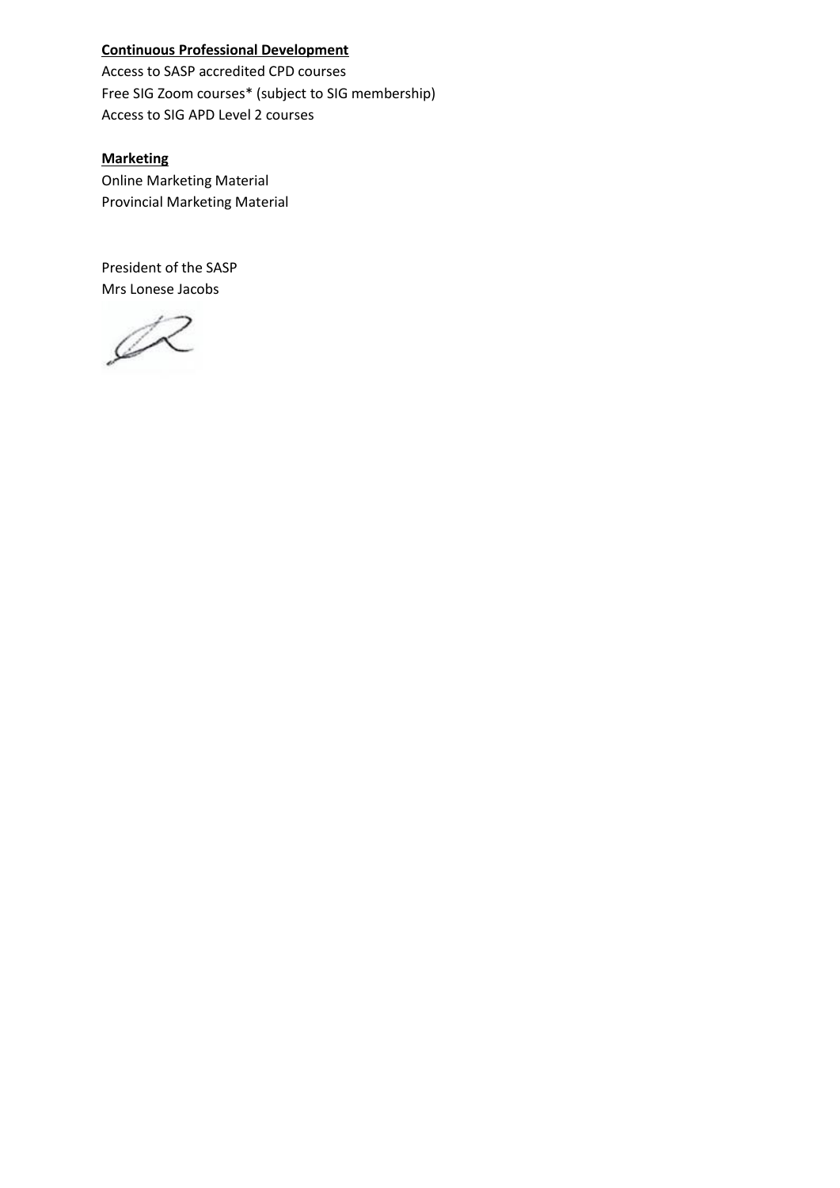**Continuous Professional Development**

Access to SASP accredited CPD courses
Free SIG Zoom courses* (subject to SIG membership)
Access to SIG APD Level 2 courses

**Marketing**

Online Marketing Material
Provincial Marketing Material

President of the SASP
Mrs Lonese Jacobs